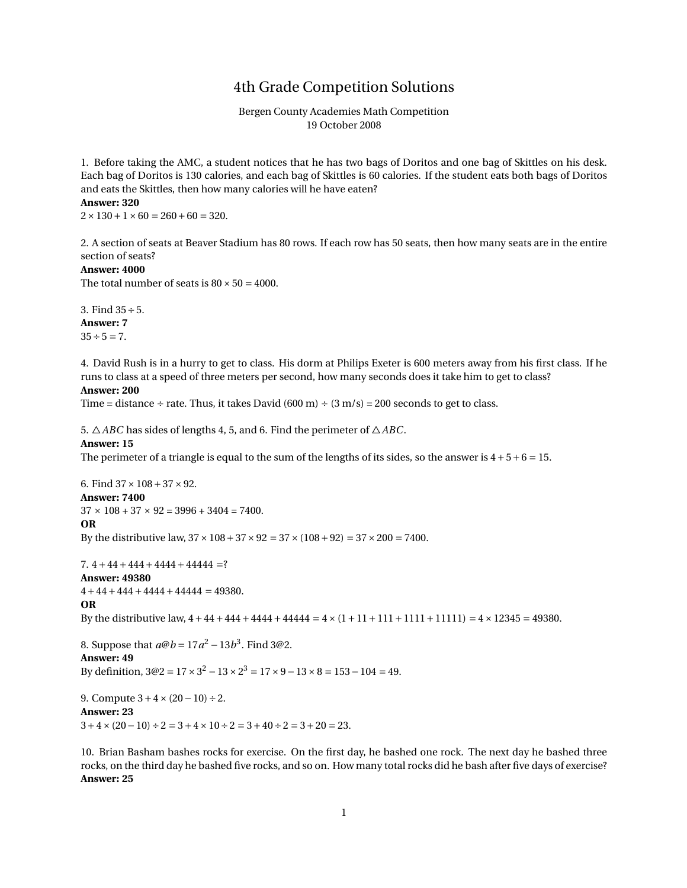# 4th Grade Competition Solutions

Bergen County Academies Math Competition
19 October 2008

1. Before taking the AMC, a student notices that he has two bags of Doritos and one bag of Skittles on his desk. Each bag of Doritos is 130 calories, and each bag of Skittles is 60 calories. If the student eats both bags of Doritos and eats the Skittles, then how many calories will he have eaten?

**Answer: 320**

$2 \times 130 + 1 \times 60 = 260 + 60 = 320$.

2. A section of seats at Beaver Stadium has 80 rows. If each row has 50 seats, then how many seats are in the entire section of seats?

**Answer: 4000**

The total number of seats is $80 \times 50 = 4000$.

3. Find $35 \div 5$.

**Answer: 7**

$35 \div 5 = 7$.

4. David Rush is in a hurry to get to class. His dorm at Philips Exeter is 600 meters away from his first class. If he runs to class at a speed of three meters per second, how many seconds does it take him to get to class?

**Answer: 200**

Time = distance ÷ rate. Thus, it takes David (600 m) ÷ (3 m/s) = 200 seconds to get to class.

5. $\triangle ABC$ has sides of lengths 4, 5, and 6. Find the perimeter of $\triangle ABC$.

**Answer: 15**

The perimeter of a triangle is equal to the sum of the lengths of its sides, so the answer is $4 + 5 + 6 = 15$.

6. Find $37 \times 108 + 37 \times 92$.

**Answer: 7400**

$37 \times 108 + 37 \times 92 = 3996 + 3404 = 7400$.

**OR**

By the distributive law, $37 \times 108 + 37 \times 92 = 37 \times (108 + 92) = 37 \times 200 = 7400$.

7. $4 + 44 + 444 + 4444 + 44444 =$?

**Answer: 49380**

$4 + 44 + 444 + 4444 + 44444 = 49380$.

**OR**

By the distributive law, $4 + 44 + 444 + 4444 + 44444 = 4 \times (1 + 11 + 111 + 1111 + 11111) = 4 \times 12345 = 49380$.

8. Suppose that $a@b = 17a^2 - 13b^3$. Find $3@2$.

**Answer: 49**

By definition, $3@2 = 17 \times 3^2 - 13 \times 2^3 = 17 \times 9 - 13 \times 8 = 153 - 104 = 49$.

9. Compute $3 + 4 \times (20 - 10) \div 2$.

**Answer: 23**

$3 + 4 \times (20 - 10) \div 2 = 3 + 4 \times 10 \div 2 = 3 + 40 \div 2 = 3 + 20 = 23$.

10. Brian Basham bashes rocks for exercise. On the first day, he bashed one rock. The next day he bashed three rocks, on the third day he bashed five rocks, and so on. How many total rocks did he bash after five days of exercise?

**Answer: 25**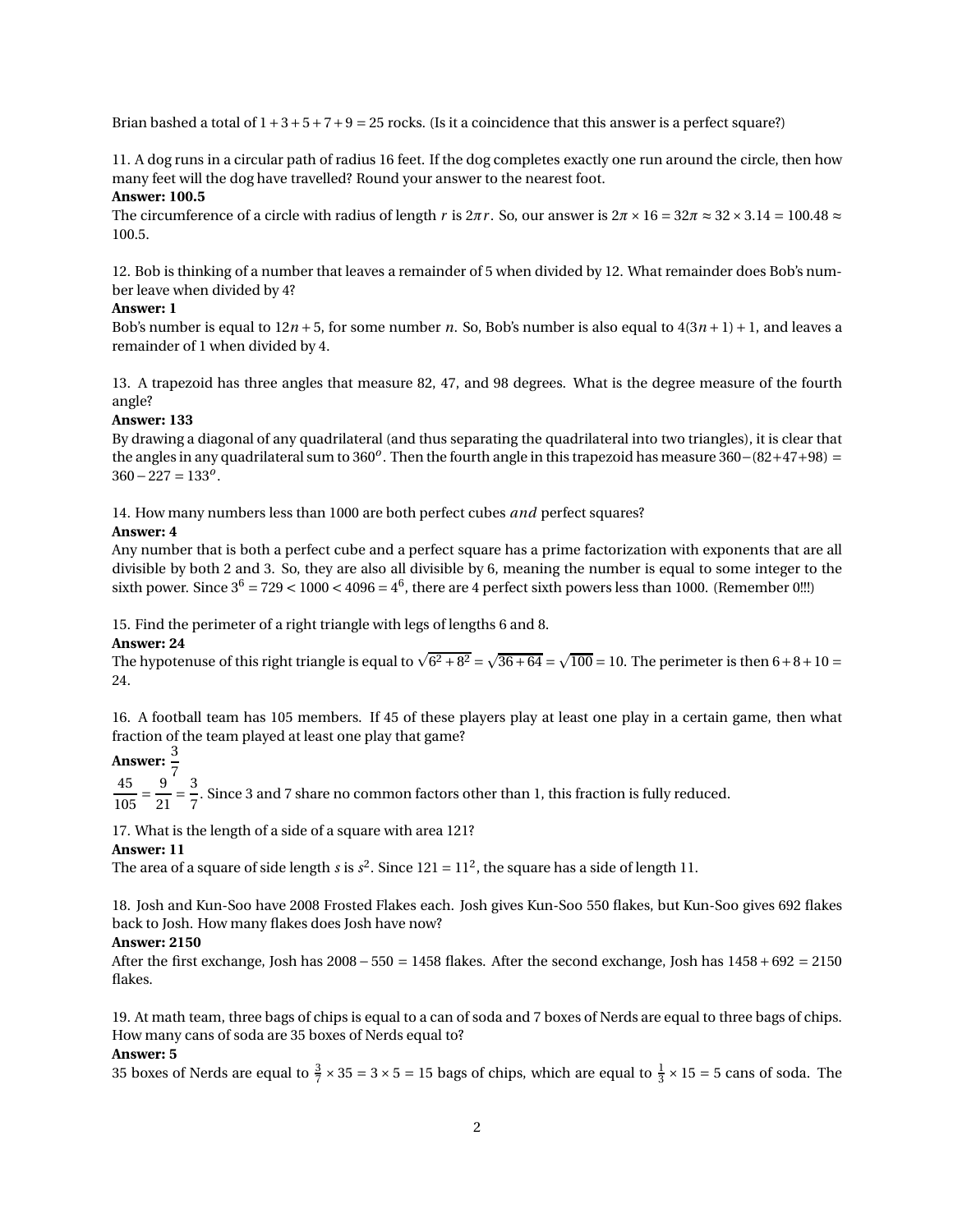Brian bashed a total of $1+3+5+7+9=25$ rocks. (Is it a coincidence that this answer is a perfect square?)

11. A dog runs in a circular path of radius 16 feet. If the dog completes exactly one run around the circle, then how many feet will the dog have travelled? Round your answer to the nearest foot.

**Answer: 100.5**

The circumference of a circle with radius of length $r$ is $2\pi r$. So, our answer is $2\pi \times 16 = 32\pi \approx 32 \times 3.14 = 100.48 \approx 100.5$.

12. Bob is thinking of a number that leaves a remainder of 5 when divided by 12. What remainder does Bob's number leave when divided by 4?

**Answer: 1**

Bob's number is equal to $12n+5$, for some number $n$. So, Bob's number is also equal to $4(3n+1)+1$, and leaves a remainder of 1 when divided by 4.

13. A trapezoid has three angles that measure 82, 47, and 98 degrees. What is the degree measure of the fourth angle?

**Answer: 133**

By drawing a diagonal of any quadrilateral (and thus separating the quadrilateral into two triangles), it is clear that the angles in any quadrilateral sum to $360^o$. Then the fourth angle in this trapezoid has measure $360-(82+47+98) = 360-227 = 133^o$.

14. How many numbers less than 1000 are both perfect cubes *and* perfect squares?

**Answer: 4**

Any number that is both a perfect cube and a perfect square has a prime factorization with exponents that are all divisible by both 2 and 3. So, they are also all divisible by 6, meaning the number is equal to some integer to the sixth power. Since $3^6 = 729 < 1000 < 4096 = 4^6$, there are 4 perfect sixth powers less than 1000. (Remember 0!!!)

15. Find the perimeter of a right triangle with legs of lengths 6 and 8.

**Answer: 24**

The hypotenuse of this right triangle is equal to $\sqrt{6^2+8^2} = \sqrt{36+64} = \sqrt{100} = 10$. The perimeter is then $6+8+10 = 24$.

16. A football team has 105 members. If 45 of these players play at least one play in a certain game, then what fraction of the team played at least one play that game?

**Answer:** $\frac{3}{7}$

$\frac{45}{105} = \frac{9}{21} = \frac{3}{7}$. Since 3 and 7 share no common factors other than 1, this fraction is fully reduced.

17. What is the length of a side of a square with area 121?

**Answer: 11**

The area of a square of side length $s$ is $s^2$. Since $121 = 11^2$, the square has a side of length 11.

18. Josh and Kun-Soo have 2008 Frosted Flakes each. Josh gives Kun-Soo 550 flakes, but Kun-Soo gives 692 flakes back to Josh. How many flakes does Josh have now?

**Answer: 2150**

After the first exchange, Josh has $2008-550 = 1458$ flakes. After the second exchange, Josh has $1458+692 = 2150$ flakes.

19. At math team, three bags of chips is equal to a can of soda and 7 boxes of Nerds are equal to three bags of chips. How many cans of soda are 35 boxes of Nerds equal to?

**Answer: 5**

35 boxes of Nerds are equal to $\frac{3}{7} \times 35 = 3 \times 5 = 15$ bags of chips, which are equal to $\frac{1}{3} \times 15 = 5$ cans of soda. The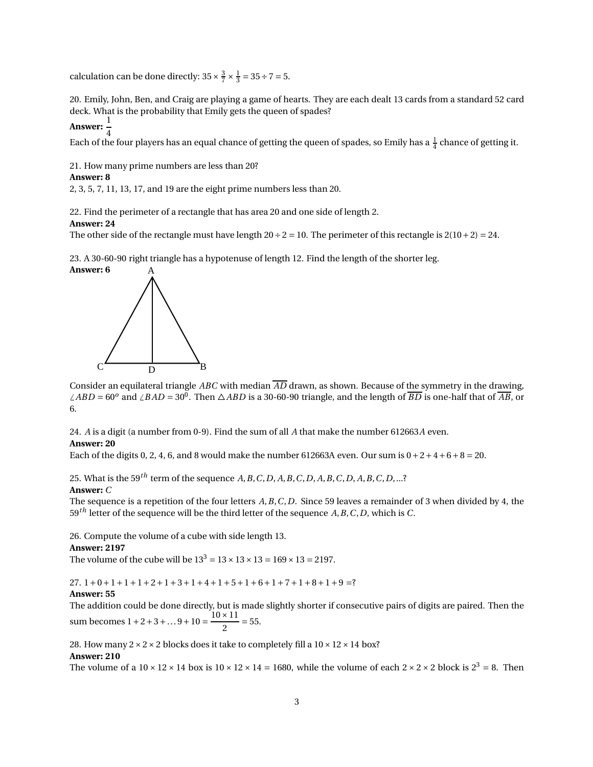calculation can be done directly: $35 \times \frac{3}{7} \times \frac{1}{3} = 35 \div 7 = 5$.

20. Emily, John, Ben, and Craig are playing a game of hearts. They are each dealt 13 cards from a standard 52 card deck. What is the probability that Emily gets the queen of spades?

**Answer:** $\frac{1}{4}$

Each of the four players has an equal chance of getting the queen of spades, so Emily has a $\frac{1}{4}$ chance of getting it.

21. How many prime numbers are less than 20?

**Answer: 8**

2, 3, 5, 7, 11, 13, 17, and 19 are the eight prime numbers less than 20.

22. Find the perimeter of a rectangle that has area 20 and one side of length 2.

**Answer: 24**

The other side of the rectangle must have length $20 \div 2 = 10$. The perimeter of this rectangle is $2(10+2) = 24$.

23. A 30-60-90 right triangle has a hypotenuse of length 12. Find the length of the shorter leg.

**Answer: 6**

Consider an equilateral triangle $ABC$ with median $\overline{AD}$ drawn, as shown. Because of the symmetry in the drawing, $\angle ABD = 60^o$ and $\angle BAD = 30^0$. Then $\triangle ABD$ is a 30-60-90 triangle, and the length of $\overline{BD}$ is one-half that of $\overline{AB}$, or 6.

24. $A$ is a digit (a number from 0-9). Find the sum of all $A$ that make the number $612663A$ even.

**Answer: 20**

Each of the digits 0, 2, 4, 6, and 8 would make the number 612663A even. Our sum is $0+2+4+6+8 = 20$.

25. What is the $59^{th}$ term of the sequence $A, B, C, D, A, B, C, D, A, B, C, D, A, B, C, D, ...$?

**Answer:** $C$

The sequence is a repetition of the four letters $A, B, C, D$. Since 59 leaves a remainder of 3 when divided by 4, the $59^{th}$ letter of the sequence will be the third letter of the sequence $A, B, C, D$, which is $C$.

26. Compute the volume of a cube with side length 13.

**Answer: 2197**

The volume of the cube will be $13^3 = 13 \times 13 \times 13 = 169 \times 13 = 2197$.

27. $1+0+1+1+1+2+1+3+1+4+1+5+1+6+1+7+1+8+1+9 = ?$

**Answer: 55**

The addition could be done directly, but is made slightly shorter if consecutive pairs of digits are paired. Then the sum becomes $1+2+3+\ldots 9+10 = \frac{10 \times 11}{2} = 55$.

28. How many $2 \times 2 \times 2$ blocks does it take to completely fill a $10 \times 12 \times 14$ box?

**Answer: 210**

The volume of a $10 \times 12 \times 14$ box is $10 \times 12 \times 14 = 1680$, while the volume of each $2 \times 2 \times 2$ block is $2^3 = 8$. Then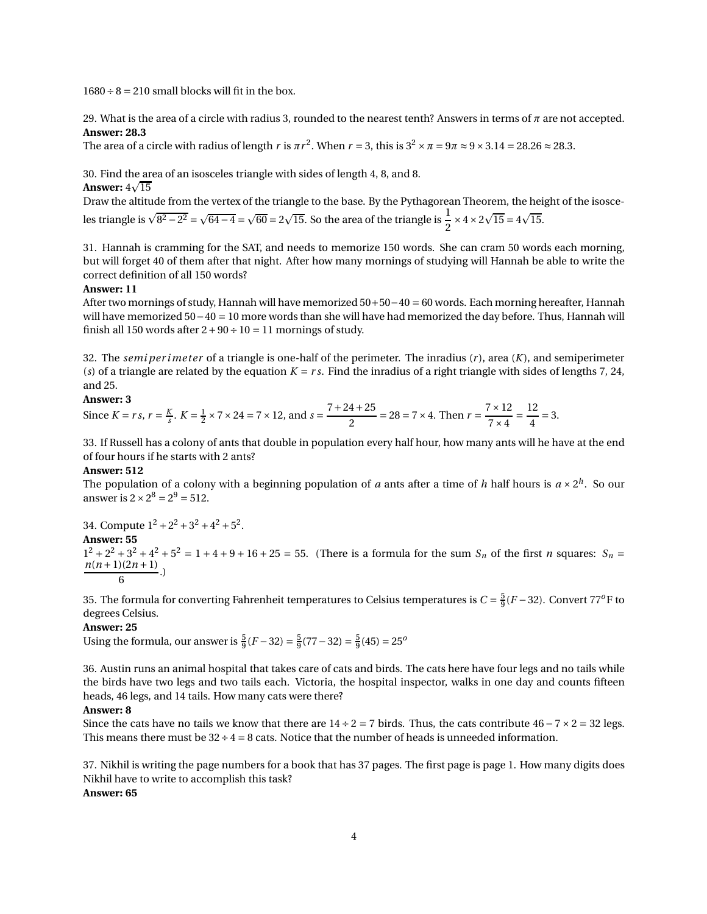$1680 \div 8 = 210$ small blocks will fit in the box.

29. What is the area of a circle with radius 3, rounded to the nearest tenth? Answers in terms of $\pi$ are not accepted.
**Answer: 28.3**
The area of a circle with radius of length $r$ is $\pi r^2$. When $r = 3$, this is $3^2 \times \pi = 9\pi \approx 9 \times 3.14 = 28.26 \approx 28.3$.

30. Find the area of an isosceles triangle with sides of length 4, 8, and 8.
**Answer:** $4\sqrt{15}$
Draw the altitude from the vertex of the triangle to the base. By the Pythagorean Theorem, the height of the isosceles triangle is $\sqrt{8^2 - 2^2} = \sqrt{64-4} = \sqrt{60} = 2\sqrt{15}$. So the area of the triangle is $\frac{1}{2} \times 4 \times 2\sqrt{15} = 4\sqrt{15}$.

31. Hannah is cramming for the SAT, and needs to memorize 150 words. She can cram 50 words each morning, but will forget 40 of them after that night. After how many mornings of studying will Hannah be able to write the correct definition of all 150 words?
**Answer: 11**
After two mornings of study, Hannah will have memorized $50+50-40 = 60$ words. Each morning hereafter, Hannah will have memorized $50-40 = 10$ more words than she will have had memorized the day before. Thus, Hannah will finish all 150 words after $2 + 90 \div 10 = 11$ mornings of study.

32. The *semiperimeter* of a triangle is one-half of the perimeter. The inradius ($r$), area ($K$), and semiperimeter ($s$) of a triangle are related by the equation $K = rs$. Find the inradius of a right triangle with sides of lengths 7, 24, and 25.
**Answer: 3**
Since $K = rs$, $r = \frac{K}{s}$. $K = \frac{1}{2} \times 7 \times 24 = 7 \times 12$, and $s = \dfrac{7+24+25}{2} = 28 = 7 \times 4$. Then $r = \dfrac{7 \times 12}{7 \times 4} = \dfrac{12}{4} = 3$.

33. If Russell has a colony of ants that double in population every half hour, how many ants will he have at the end of four hours if he starts with 2 ants?
**Answer: 512**
The population of a colony with a beginning population of $a$ ants after a time of $h$ half hours is $a \times 2^h$. So our answer is $2 \times 2^8 = 2^9 = 512$.

34. Compute $1^2 + 2^2 + 3^2 + 4^2 + 5^2$.
**Answer: 55**
$1^2 + 2^2 + 3^2 + 4^2 + 5^2 = 1 + 4 + 9 + 16 + 25 = 55$. (There is a formula for the sum $S_n$ of the first $n$ squares: $S_n = \dfrac{n(n+1)(2n+1)}{6}$.)

35. The formula for converting Fahrenheit temperatures to Celsius temperatures is $C = \frac{5}{9}(F-32)$. Convert $77^o$F to degrees Celsius.
**Answer: 25**
Using the formula, our answer is $\frac{5}{9}(F-32) = \frac{5}{9}(77-32) = \frac{5}{9}(45) = 25^o$

36. Austin runs an animal hospital that takes care of cats and birds. The cats here have four legs and no tails while the birds have two legs and two tails each. Victoria, the hospital inspector, walks in one day and counts fifteen heads, 46 legs, and 14 tails. How many cats were there?
**Answer: 8**
Since the cats have no tails we know that there are $14 \div 2 = 7$ birds. Thus, the cats contribute $46 - 7 \times 2 = 32$ legs. This means there must be $32 \div 4 = 8$ cats. Notice that the number of heads is unneeded information.

37. Nikhil is writing the page numbers for a book that has 37 pages. The first page is page 1. How many digits does Nikhil have to write to accomplish this task?
**Answer: 65**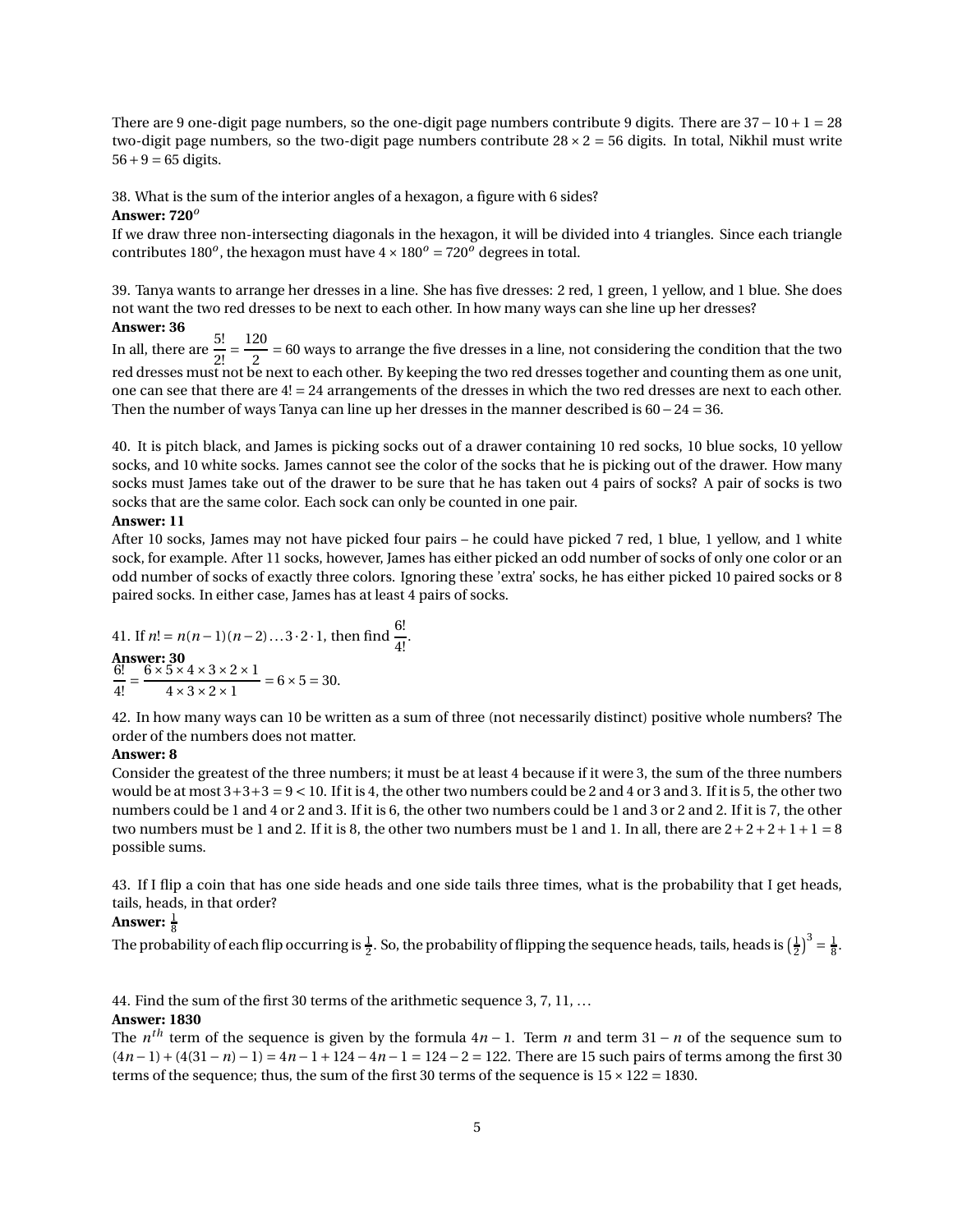There are 9 one-digit page numbers, so the one-digit page numbers contribute 9 digits. There are $37 - 10 + 1 = 28$ two-digit page numbers, so the two-digit page numbers contribute $28 \times 2 = 56$ digits. In total, Nikhil must write $56 + 9 = 65$ digits.

38. What is the sum of the interior angles of a hexagon, a figure with 6 sides?

**Answer: 720$^o$**

If we draw three non-intersecting diagonals in the hexagon, it will be divided into 4 triangles. Since each triangle contributes $180^o$, the hexagon must have $4 \times 180^o = 720^o$ degrees in total.

39. Tanya wants to arrange her dresses in a line. She has five dresses: 2 red, 1 green, 1 yellow, and 1 blue. She does not want the two red dresses to be next to each other. In how many ways can she line up her dresses?

**Answer: 36**

In all, there are $\frac{5!}{2!} = \frac{120}{2} = 60$ ways to arrange the five dresses in a line, not considering the condition that the two red dresses must not be next to each other. By keeping the two red dresses together and counting them as one unit, one can see that there are $4! = 24$ arrangements of the dresses in which the two red dresses are next to each other. Then the number of ways Tanya can line up her dresses in the manner described is $60 - 24 = 36$.

40. It is pitch black, and James is picking socks out of a drawer containing 10 red socks, 10 blue socks, 10 yellow socks, and 10 white socks. James cannot see the color of the socks that he is picking out of the drawer. How many socks must James take out of the drawer to be sure that he has taken out 4 pairs of socks? A pair of socks is two socks that are the same color. Each sock can only be counted in one pair.

**Answer: 11**

After 10 socks, James may not have picked four pairs – he could have picked 7 red, 1 blue, 1 yellow, and 1 white sock, for example. After 11 socks, however, James has either picked an odd number of socks of only one color or an odd number of socks of exactly three colors. Ignoring these 'extra' socks, he has either picked 10 paired socks or 8 paired socks. In either case, James has at least 4 pairs of socks.

41. If $n! = n(n-1)(n-2)\ldots 3 \cdot 2 \cdot 1$, then find $\frac{6!}{4!}$.

**Answer: 30**

$\frac{6!}{4!} = \frac{6 \times 5 \times 4 \times 3 \times 2 \times 1}{4 \times 3 \times 2 \times 1} = 6 \times 5 = 30.$

42. In how many ways can 10 be written as a sum of three (not necessarily distinct) positive whole numbers? The order of the numbers does not matter.

**Answer: 8**

Consider the greatest of the three numbers; it must be at least 4 because if it were 3, the sum of the three numbers would be at most $3+3+3 = 9 < 10$. If it is 4, the other two numbers could be 2 and 4 or 3 and 3. If it is 5, the other two numbers could be 1 and 4 or 2 and 3. If it is 6, the other two numbers could be 1 and 3 or 2 and 2. If it is 7, the other two numbers must be 1 and 2. If it is 8, the other two numbers must be 1 and 1. In all, there are $2+2+2+1+1 = 8$ possible sums.

43. If I flip a coin that has one side heads and one side tails three times, what is the probability that I get heads, tails, heads, in that order?

**Answer: $\frac{1}{8}$**

The probability of each flip occurring is $\frac{1}{2}$. So, the probability of flipping the sequence heads, tails, heads is $\left(\frac{1}{2}\right)^3 = \frac{1}{8}$.

44. Find the sum of the first 30 terms of the arithmetic sequence 3, 7, 11, ...

**Answer: 1830**

The $n^{th}$ term of the sequence is given by the formula $4n - 1$. Term $n$ and term $31 - n$ of the sequence sum to $(4n - 1) + (4(31 - n) - 1) = 4n - 1 + 124 - 4n - 1 = 124 - 2 = 122$. There are 15 such pairs of terms among the first 30 terms of the sequence; thus, the sum of the first 30 terms of the sequence is $15 \times 122 = 1830$.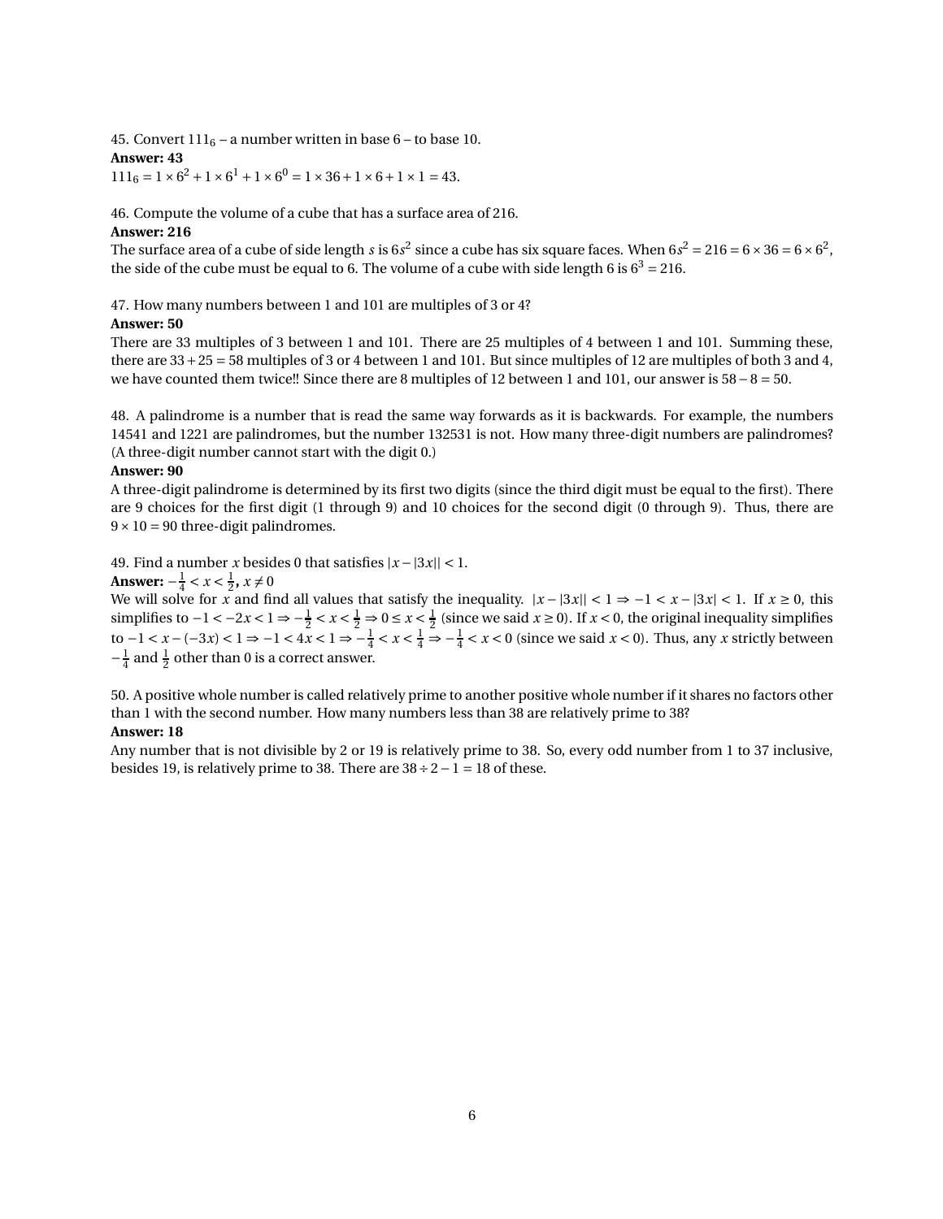45. Convert $111_6$ – a number written in base 6 – to base 10.

**Answer: 43**

$111_6 = 1 \times 6^2 + 1 \times 6^1 + 1 \times 6^0 = 1 \times 36 + 1 \times 6 + 1 \times 1 = 43.$

46. Compute the volume of a cube that has a surface area of 216.

**Answer: 216**

The surface area of a cube of side length $s$ is $6s^2$ since a cube has six square faces. When $6s^2 = 216 = 6 \times 36 = 6 \times 6^2$, the side of the cube must be equal to 6. The volume of a cube with side length 6 is $6^3 = 216$.

47. How many numbers between 1 and 101 are multiples of 3 or 4?

**Answer: 50**

There are 33 multiples of 3 between 1 and 101. There are 25 multiples of 4 between 1 and 101. Summing these, there are $33 + 25 = 58$ multiples of 3 or 4 between 1 and 101. But since multiples of 12 are multiples of both 3 and 4, we have counted them twice!! Since there are 8 multiples of 12 between 1 and 101, our answer is $58 - 8 = 50$.

48. A palindrome is a number that is read the same way forwards as it is backwards. For example, the numbers 14541 and 1221 are palindromes, but the number 132531 is not. How many three-digit numbers are palindromes? (A three-digit number cannot start with the digit 0.)

**Answer: 90**

A three-digit palindrome is determined by its first two digits (since the third digit must be equal to the first). There are 9 choices for the first digit (1 through 9) and 10 choices for the second digit (0 through 9). Thus, there are $9 \times 10 = 90$ three-digit palindromes.

49. Find a number $x$ besides 0 that satisfies $|x - |3x|| < 1$.

**Answer:** $-\frac{1}{4} < x < \frac{1}{2}$**,** $x \neq 0$

We will solve for $x$ and find all values that satisfy the inequality. $|x - |3x|| < 1 \Rightarrow -1 < x - |3x| < 1$. If $x \geq 0$, this simplifies to $-1 < -2x < 1 \Rightarrow -\frac{1}{2} < x < \frac{1}{2} \Rightarrow 0 \leq x < \frac{1}{2}$ (since we said $x \geq 0$). If $x < 0$, the original inequality simplifies to $-1 < x - (-3x) < 1 \Rightarrow -1 < 4x < 1 \Rightarrow -\frac{1}{4} < x < \frac{1}{4} \Rightarrow -\frac{1}{4} < x < 0$ (since we said $x < 0$). Thus, any $x$ strictly between $-\frac{1}{4}$ and $\frac{1}{2}$ other than 0 is a correct answer.

50. A positive whole number is called relatively prime to another positive whole number if it shares no factors other than 1 with the second number. How many numbers less than 38 are relatively prime to 38?

**Answer: 18**

Any number that is not divisible by 2 or 19 is relatively prime to 38. So, every odd number from 1 to 37 inclusive, besides 19, is relatively prime to 38. There are $38 \div 2 - 1 = 18$ of these.